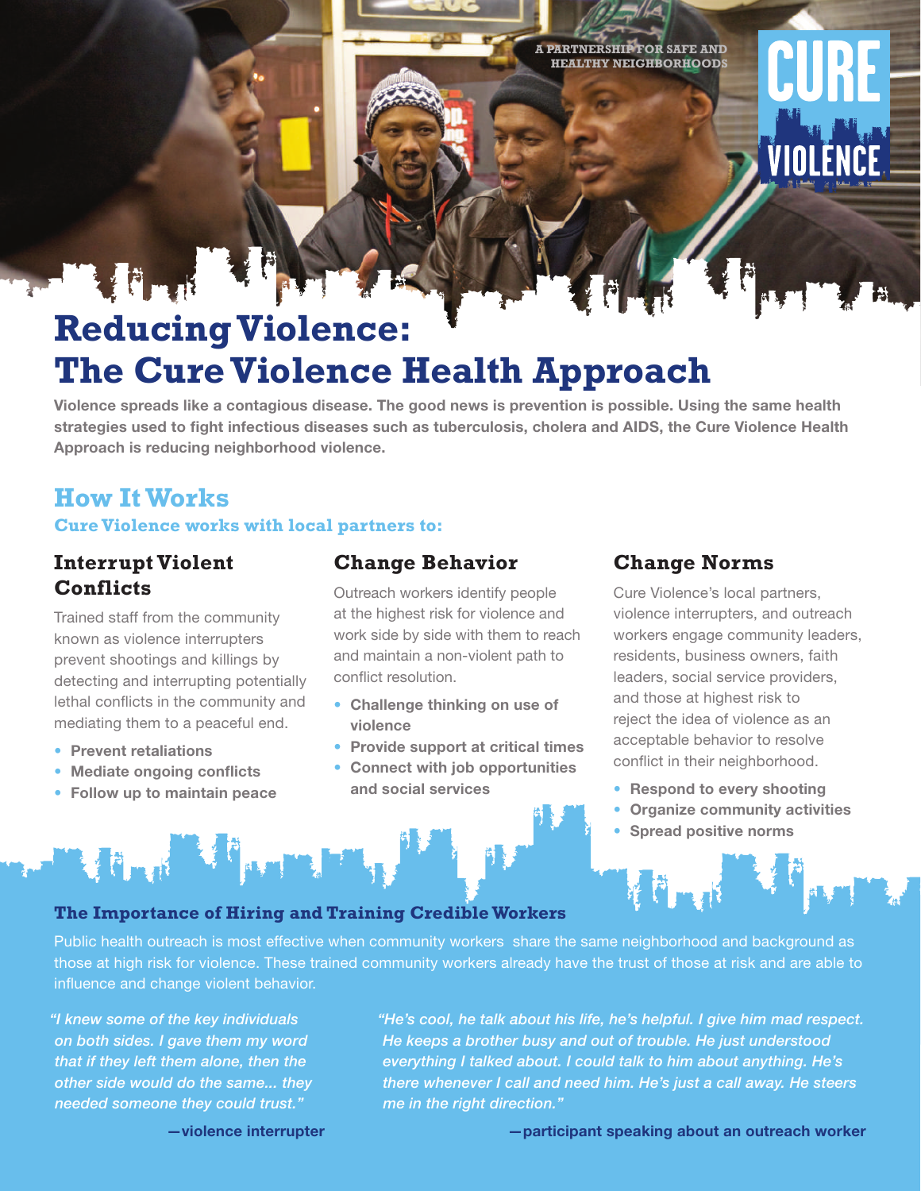A PARTNERSHIP FOR SAFE AND HEALTHY NEIGHBORHOODS

CURE VIOLENCE

# Reducing Violence: The Cure Violence Health Approach

**Violence spreads like a contagious disease. The good news is prevention is possible. Using the same health strategies used to fight infectious diseases such as tuberculosis, cholera and AIDS, the Cure Violence Health Approach is reducing neighborhood violence.**

## How It Works

**Cure Violence works with local partners to:**

### Interrupt Violent Conflicts

Trained staff from the community known as violence interrupters prevent shootings and killings by detecting and interrupting potentially lethal conflicts in the community and mediating them to a peaceful end.

- **Prevent retaliations**
- **Mediate ongoing conflicts**
- **Follow up to maintain peace**

### Change Behavior

Outreach workers identify people at the highest risk for violence and work side by side with them to reach and maintain a non-violent path to conflict resolution.

- **Challenge thinking on use of violence**
- **Provide support at critical times**
- **Connect with job opportunities and social services**

### Change Norms

Cure Violence's local partners, violence interrupters, and outreach workers engage community leaders, residents, business owners, faith leaders, social service providers, and those at highest risk to reject the idea of violence as an acceptable behavior to resolve conflict in their neighborhood.

- **Respond to every shooting**
- **Organize community activities**
- **Spread positive norms**

### The Importance of Hiring and Training Credible Workers

Public health outreach is most effective when community workers share the same neighborhood and background as those at high risk for violence. These trained community workers already have the trust of those at risk and are able to influence and change violent behavior.

*"I knew some of the key individuals on both sides. I gave them my word that if they left them alone, then the other side would do the same... they needed someone they could trust."*

**—violence interrupter**

*"He's cool, he talk about his life, he's helpful. I give him mad respect. He keeps a brother busy and out of trouble. He just understood everything I talked about. I could talk to him about anything. He's there whenever I call and need him. He's just a call away. He steers me in the right direction."*

**—participant speaking about an outreach worker**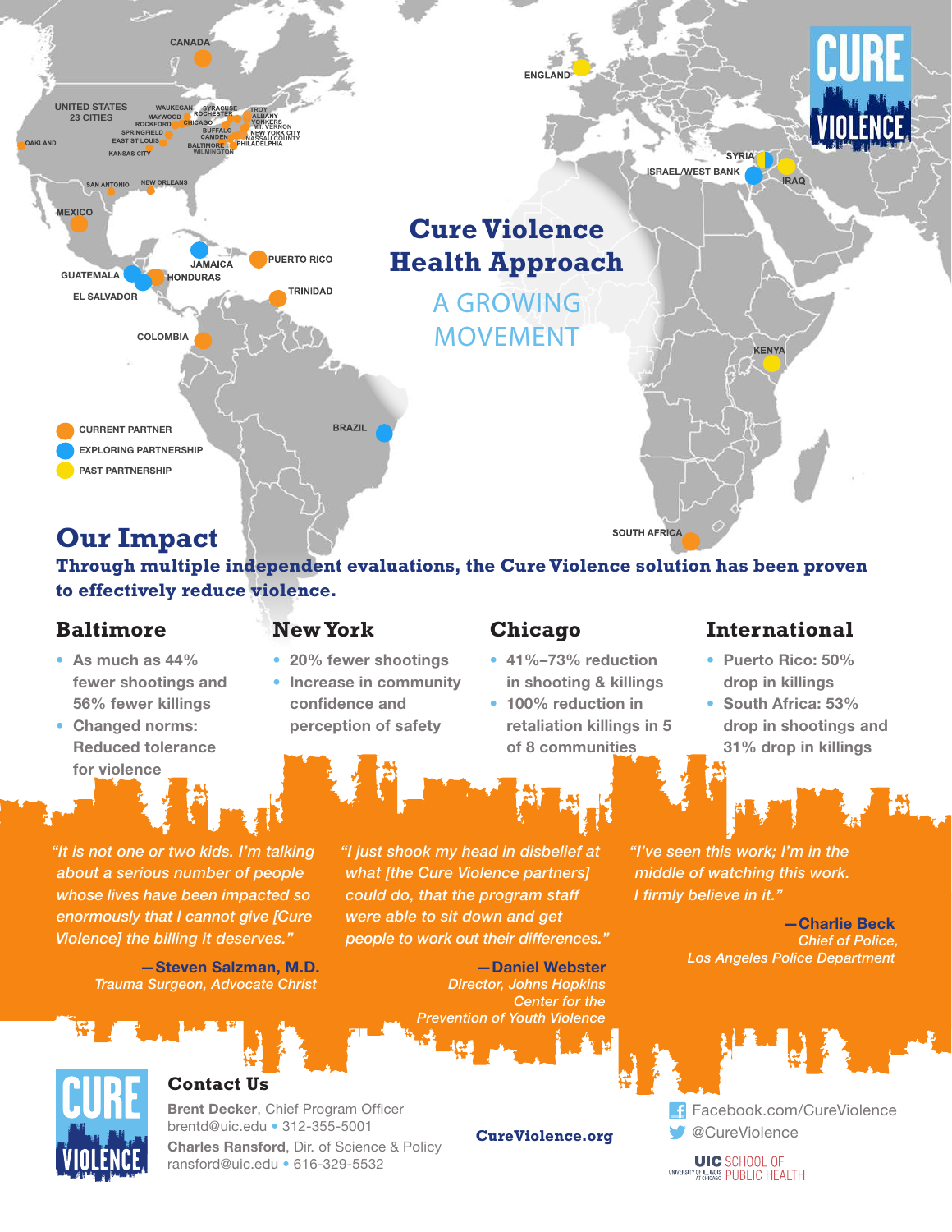# Cure Violence Health Approach

A GROWING MOVEMENT

CANADA

UNITED STATES 23 CITIES

WAUKEGAN SYRACUSE TROY MAYWOOD ROCHESTER ALBANY ROCKFORD CHICAGO YONKERS SPRINGFIELD BUFFALO MT. VERNON EAST ST LOUIS CAMDEN NEW YORK CITY OAKLAND KANSAS CITY BALTIMORE NASSAU COUNTY WILMINGTON PHILADELPHIA

SAN ANTONIO NEW ORLEANS

MEXICO

JAMAICA PUERTO RICO

GUATEMALA HONDURAS

EL SALVADOR

TRINIDAD

COLOMBIA

BRAZIL

ENGLAND

SYRIA

ISRAEL/WEST BANK

IRAQ

KENYA

SOUTH AFRICA

CURRENT PARTNER

EXPLORING PARTNERSHIP

PAST PARTNERSHIP

## Our Impact

**Through multiple independent evaluations, the Cure Violence solution has been proven to effectively reduce violence.**

### Baltimore

- As much as 44% fewer shootings and 56% fewer killings
- Changed norms: Reduced tolerance for violence

### New York

- 20% fewer shootings
- Increase in community confidence and perception of safety

### Chicago

- 41%–73% reduction in shooting & killings
- 100% reduction in retaliation killings in 5 of 8 communities

### International

- Puerto Rico: 50% drop in killings
- South Africa: 53% drop in shootings and 31% drop in killings

*"It is not one or two kids. I'm talking about a serious number of people whose lives have been impacted so enormously that I cannot give [Cure Violence] the billing it deserves."*

**—Steven Salzman, M.D.**
*Trauma Surgeon, Advocate Christ*

*"I just shook my head in disbelief at what [the Cure Violence partners] could do, that the program staff were able to sit down and get people to work out their differences."*

**—Daniel Webster**
*Director, Johns Hopkins Center for the Prevention of Youth Violence*

*"I've seen this work; I'm in the middle of watching this work. I firmly believe in it."*

**—Charlie Beck**
*Chief of Police, Los Angeles Police Department*

## Contact Us

**Brent Decker**, Chief Program Officer
brentd@uic.edu • 312-355-5001

**Charles Ransford**, Dir. of Science & Policy
ransford@uic.edu • 616-329-5532

**CureViolence.org**

Facebook.com/CureViolence

@CureViolence

UIC SCHOOL OF PUBLIC HEALTH